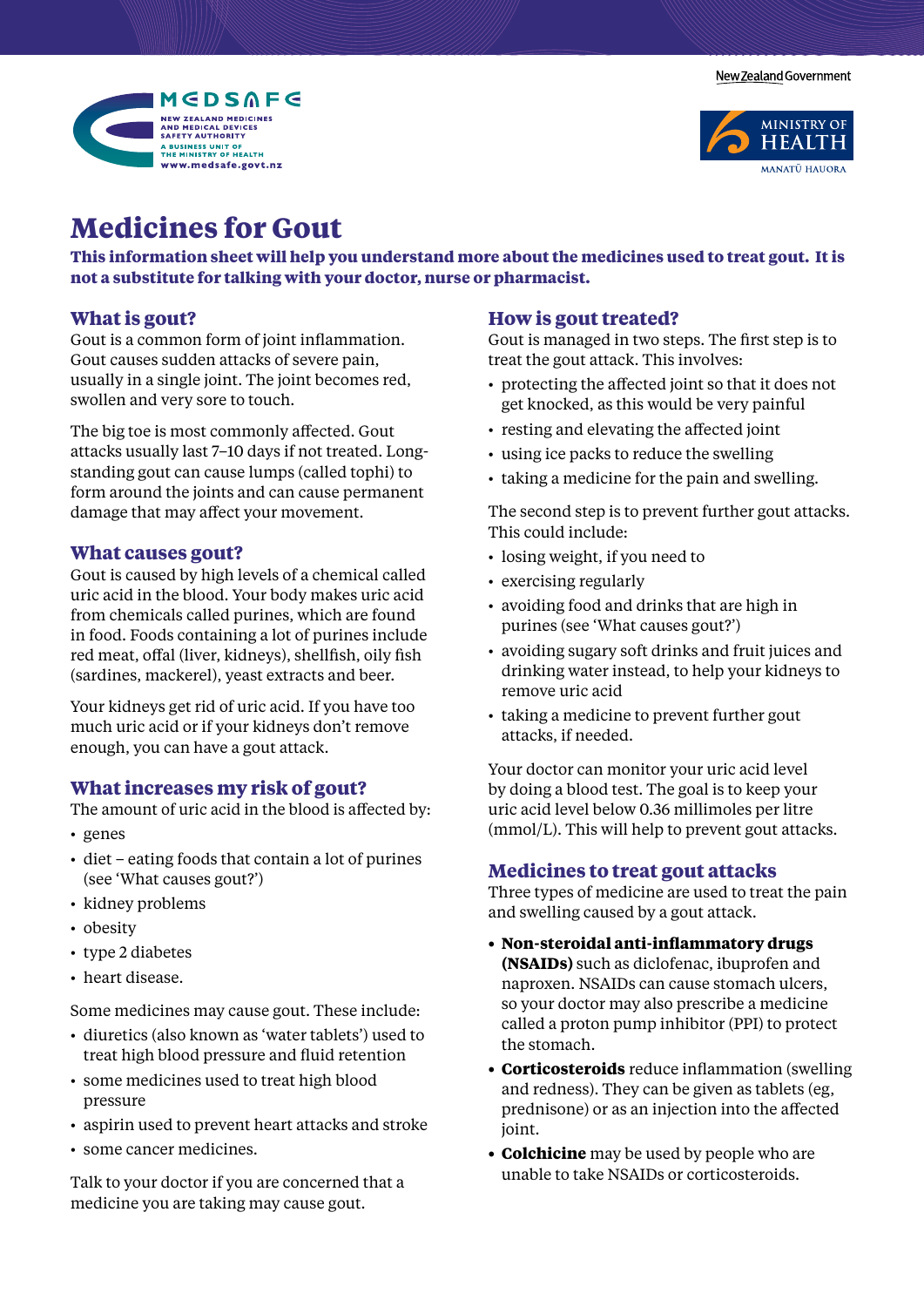# Medicines for Gout

**This information sheet will help you understand more about the medicines used to treat gout. It is not a substitute for talking with your doctor, nurse or pharmacist.**

## What is gout?

Gout is a common form of joint inflammation. Gout causes sudden attacks of severe pain, usually in a single joint. The joint becomes red, swollen and very sore to touch.

The big toe is most commonly affected. Gout attacks usually last 7–10 days if not treated. Long-standing gout can cause lumps (called tophi) to form around the joints and can cause permanent damage that may affect your movement.

## What causes gout?

Gout is caused by high levels of a chemical called uric acid in the blood. Your body makes uric acid from chemicals called purines, which are found in food. Foods containing a lot of purines include red meat, offal (liver, kidneys), shellfish, oily fish (sardines, mackerel), yeast extracts and beer.

Your kidneys get rid of uric acid. If you have too much uric acid or if your kidneys don't remove enough, you can have a gout attack.

## What increases my risk of gout?

The amount of uric acid in the blood is affected by:

- genes
- diet – eating foods that contain a lot of purines (see 'What causes gout?')
- kidney problems
- obesity
- type 2 diabetes
- heart disease.

Some medicines may cause gout. These include:

- diuretics (also known as 'water tablets') used to treat high blood pressure and fluid retention
- some medicines used to treat high blood pressure
- aspirin used to prevent heart attacks and stroke
- some cancer medicines.

Talk to your doctor if you are concerned that a medicine you are taking may cause gout.

## How is gout treated?

Gout is managed in two steps. The first step is to treat the gout attack. This involves:

- protecting the affected joint so that it does not get knocked, as this would be very painful
- resting and elevating the affected joint
- using ice packs to reduce the swelling
- taking a medicine for the pain and swelling.

The second step is to prevent further gout attacks. This could include:

- losing weight, if you need to
- exercising regularly
- avoiding food and drinks that are high in purines (see 'What causes gout?')
- avoiding sugary soft drinks and fruit juices and drinking water instead, to help your kidneys to remove uric acid
- taking a medicine to prevent further gout attacks, if needed.

Your doctor can monitor your uric acid level by doing a blood test. The goal is to keep your uric acid level below 0.36 millimoles per litre (mmol/L). This will help to prevent gout attacks.

## Medicines to treat gout attacks

Three types of medicine are used to treat the pain and swelling caused by a gout attack.

- **Non-steroidal anti-inflammatory drugs (NSAIDs)** such as diclofenac, ibuprofen and naproxen. NSAIDs can cause stomach ulcers, so your doctor may also prescribe a medicine called a proton pump inhibitor (PPI) to protect the stomach.
- **Corticosteroids** reduce inflammation (swelling and redness). They can be given as tablets (eg, prednisone) or as an injection into the affected joint.
- **Colchicine** may be used by people who are unable to take NSAIDs or corticosteroids.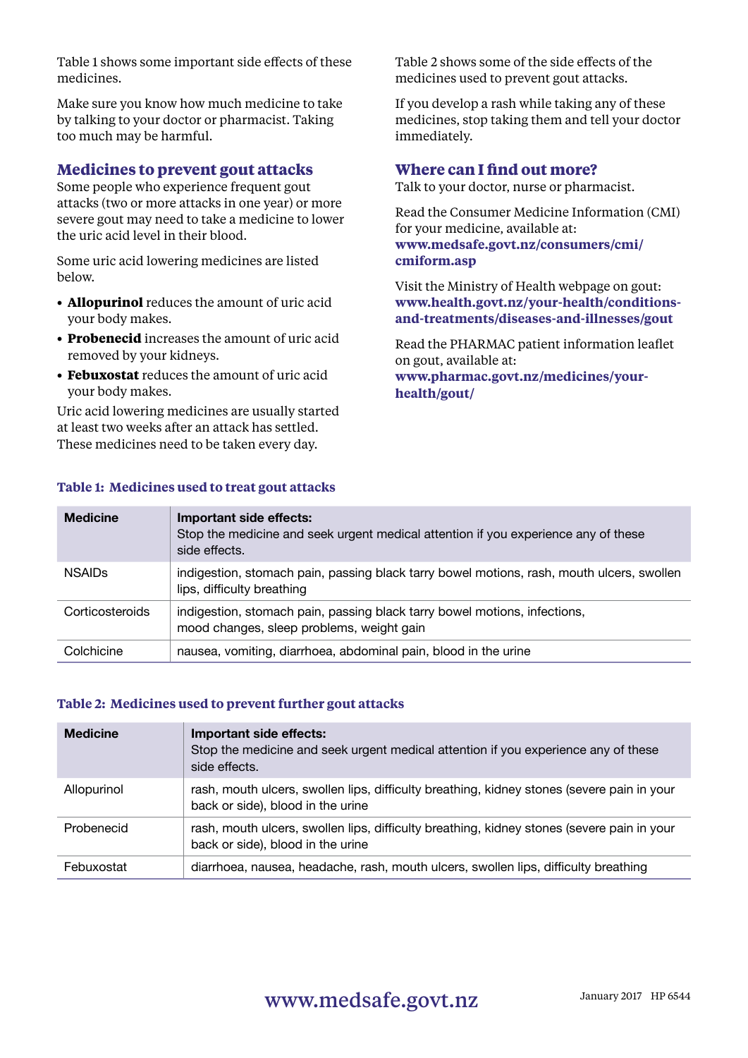Table 1 shows some important side effects of these medicines.

Make sure you know how much medicine to take by talking to your doctor or pharmacist. Taking too much may be harmful.

## Medicines to prevent gout attacks

Some people who experience frequent gout attacks (two or more attacks in one year) or more severe gout may need to take a medicine to lower the uric acid level in their blood.

Some uric acid lowering medicines are listed below.

- **Allopurinol** reduces the amount of uric acid your body makes.
- **Probenecid** increases the amount of uric acid removed by your kidneys.
- **Febuxostat** reduces the amount of uric acid your body makes.

Uric acid lowering medicines are usually started at least two weeks after an attack has settled. These medicines need to be taken every day.

Table 2 shows some of the side effects of the medicines used to prevent gout attacks.

If you develop a rash while taking any of these medicines, stop taking them and tell your doctor immediately.

## Where can I find out more?

Talk to your doctor, nurse or pharmacist.

Read the Consumer Medicine Information (CMI) for your medicine, available at: **www.medsafe.govt.nz/consumers/cmi/cmiform.asp**

Visit the Ministry of Health webpage on gout: **www.health.govt.nz/your-health/conditions-and-treatments/diseases-and-illnesses/gout**

Read the PHARMAC patient information leaflet on gout, available at: **www.pharmac.govt.nz/medicines/your-health/gout/**

**Table 1: Medicines used to treat gout attacks**

| Medicine | Important side effects: Stop the medicine and seek urgent medical attention if you experience any of these side effects. |
|---|---|
| NSAIDs | indigestion, stomach pain, passing black tarry bowel motions, rash, mouth ulcers, swollen lips, difficulty breathing |
| Corticosteroids | indigestion, stomach pain, passing black tarry bowel motions, infections, mood changes, sleep problems, weight gain |
| Colchicine | nausea, vomiting, diarrhoea, abdominal pain, blood in the urine |

**Table 2: Medicines used to prevent further gout attacks**

| Medicine | Important side effects: Stop the medicine and seek urgent medical attention if you experience any of these side effects. |
|---|---|
| Allopurinol | rash, mouth ulcers, swollen lips, difficulty breathing, kidney stones (severe pain in your back or side), blood in the urine |
| Probenecid | rash, mouth ulcers, swollen lips, difficulty breathing, kidney stones (severe pain in your back or side), blood in the urine |
| Febuxostat | diarrhoea, nausea, headache, rash, mouth ulcers, swollen lips, difficulty breathing |

www.medsafe.govt.nz

January 2017 HP 6544